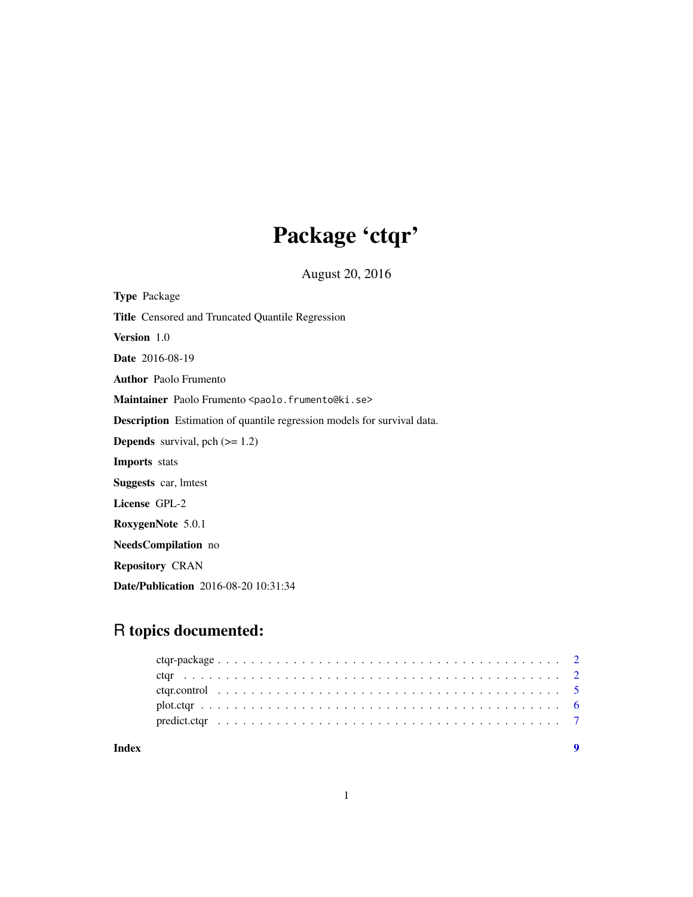# Package 'ctqr'

August 20, 2016

**Type** Package

**Title** Censored and Truncated Quantile Regression

**Version** 1.0

**Date** 2016-08-19

**Author** Paolo Frumento

**Maintainer** Paolo Frumento <paolo.frumento@ki.se>

**Description** Estimation of quantile regression models for survival data.

**Depends** survival, pch (>= 1.2)

**Imports** stats

**Suggests** car, lmtest

**License** GPL-2

**RoxygenNote** 5.0.1

**NeedsCompilation** no

**Repository** CRAN

**Date/Publication** 2016-08-20 10:31:34

## R topics documented:

- ctqr-package . . . . . . . . . . . . . . . . . . . . . . . . . . . . . . . . . . . . . . . . . . 2
- ctqr . . . . . . . . . . . . . . . . . . . . . . . . . . . . . . . . . . . . . . . . . . . . . . . 2
- ctqr.control . . . . . . . . . . . . . . . . . . . . . . . . . . . . . . . . . . . . . . . . . . 5
- plot.ctqr . . . . . . . . . . . . . . . . . . . . . . . . . . . . . . . . . . . . . . . . . . . . 6
- predict.ctqr . . . . . . . . . . . . . . . . . . . . . . . . . . . . . . . . . . . . . . . . . . 7

**Index** 9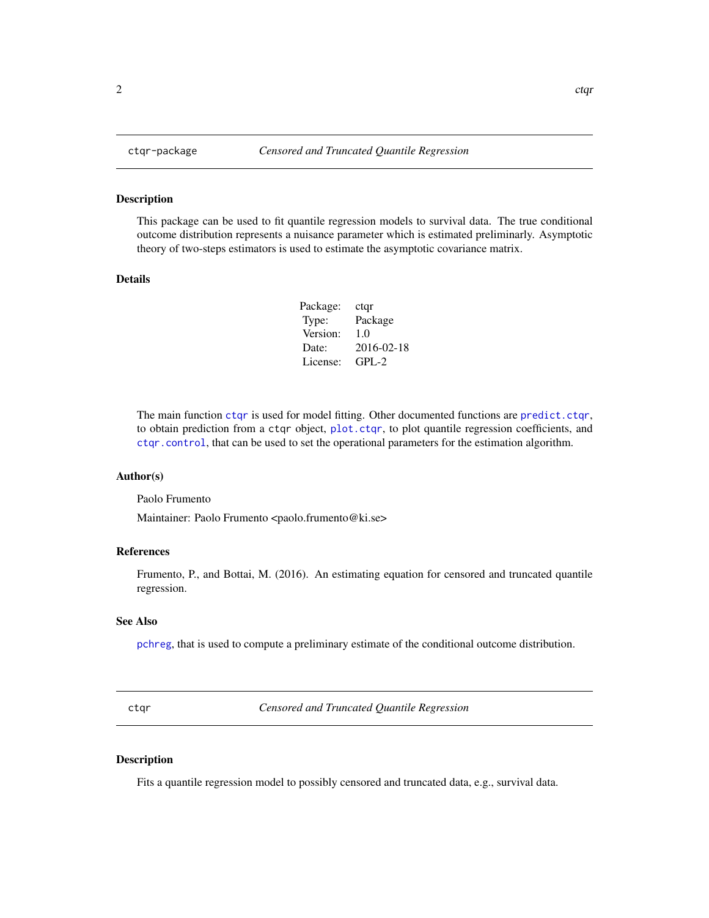## ctqr-package — *Censored and Truncated Quantile Regression*

### Description

This package can be used to fit quantile regression models to survival data. The true conditional outcome distribution represents a nuisance parameter which is estimated preliminarly. Asymptotic theory of two-steps estimators is used to estimate the asymptotic covariance matrix.

### Details

| | |
|---|---|
| Package: | ctqr |
| Type: | Package |
| Version: | 1.0 |
| Date: | 2016-02-18 |
| License: | GPL-2 |

The main function `ctqr` is used for model fitting. Other documented functions are `predict.ctqr`, to obtain prediction from a `ctqr` object, `plot.ctqr`, to plot quantile regression coefficients, and `ctqr.control`, that can be used to set the operational parameters for the estimation algorithm.

### Author(s)

Paolo Frumento

Maintainer: Paolo Frumento <paolo.frumento@ki.se>

### References

Frumento, P., and Bottai, M. (2016). An estimating equation for censored and truncated quantile regression.

### See Also

`pchreg`, that is used to compute a preliminary estimate of the conditional outcome distribution.

## ctqr — *Censored and Truncated Quantile Regression*

### Description

Fits a quantile regression model to possibly censored and truncated data, e.g., survival data.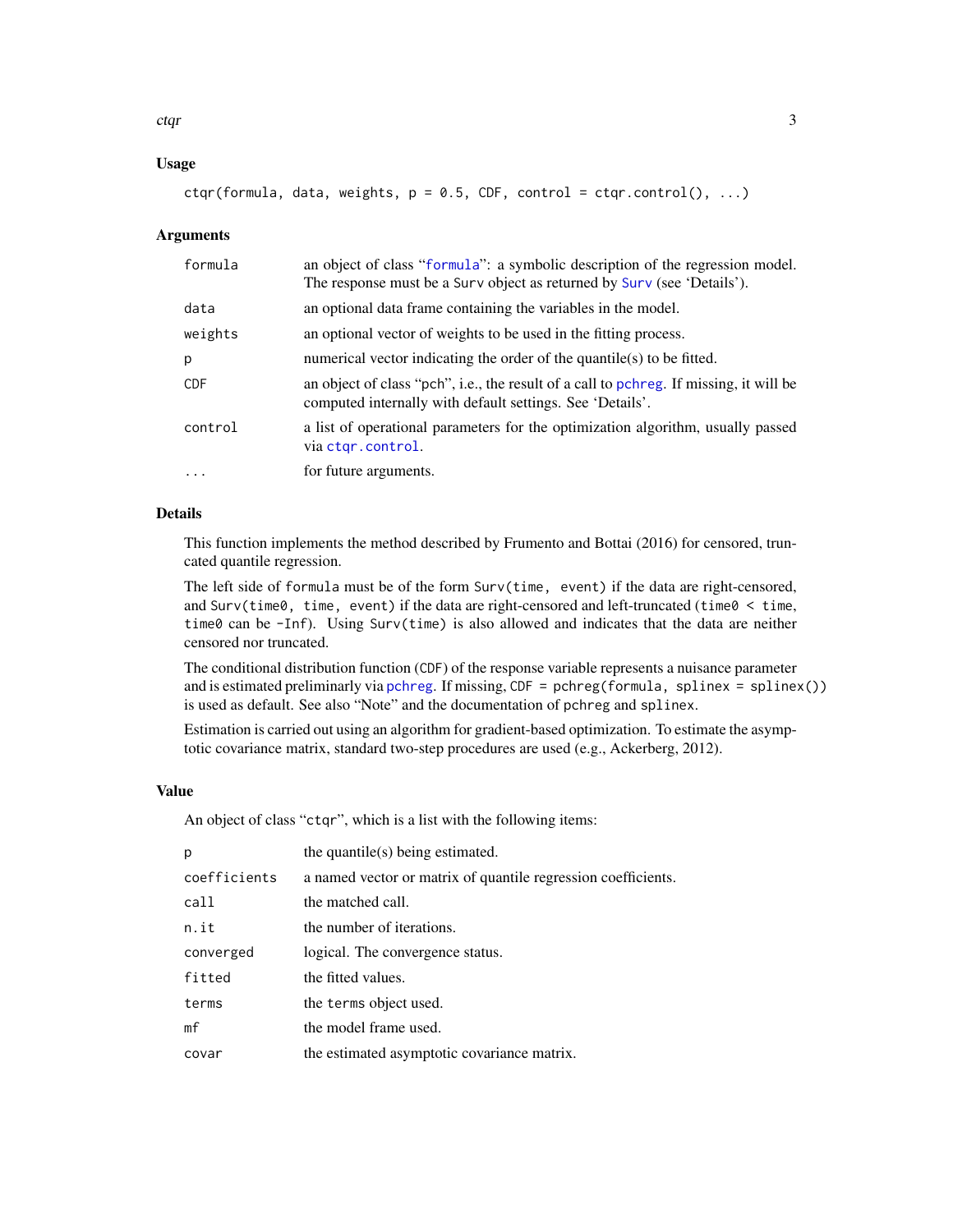## Usage

```
ctqr(formula, data, weights, p = 0.5, CDF, control = ctqr.control(), ...)
```

## Arguments

| | |
|---|---|
| `formula` | an object of class "`formula`": a symbolic description of the regression model. The response must be a `Surv` object as returned by `Surv` (see 'Details'). |
| `data` | an optional data frame containing the variables in the model. |
| `weights` | an optional vector of weights to be used in the fitting process. |
| `p` | numerical vector indicating the order of the quantile(s) to be fitted. |
| `CDF` | an object of class "pch", i.e., the result of a call to `pchreg`. If missing, it will be computed internally with default settings. See 'Details'. |
| `control` | a list of operational parameters for the optimization algorithm, usually passed via `ctqr.control`. |
| `...` | for future arguments. |

## Details

This function implements the method described by Frumento and Bottai (2016) for censored, truncated quantile regression.

The left side of `formula` must be of the form `Surv(time, event)` if the data are right-censored, and `Surv(time0, time, event)` if the data are right-censored and left-truncated (`time0 < time`, `time0` can be `-Inf`). Using `Surv(time)` is also allowed and indicates that the data are neither censored nor truncated.

The conditional distribution function (`CDF`) of the response variable represents a nuisance parameter and is estimated preliminarly via `pchreg`. If missing, `CDF = pchreg(formula, splinex = splinex())` is used as default. See also "Note" and the documentation of `pchreg` and `splinex`.

Estimation is carried out using an algorithm for gradient-based optimization. To estimate the asymptotic covariance matrix, standard two-step procedures are used (e.g., Ackerberg, 2012).

## Value

An object of class "`ctqr`", which is a list with the following items:

| | |
|---|---|
| `p` | the quantile(s) being estimated. |
| `coefficients` | a named vector or matrix of quantile regression coefficients. |
| `call` | the matched call. |
| `n.it` | the number of iterations. |
| `converged` | logical. The convergence status. |
| `fitted` | the fitted values. |
| `terms` | the `terms` object used. |
| `mf` | the model frame used. |
| `covar` | the estimated asymptotic covariance matrix. |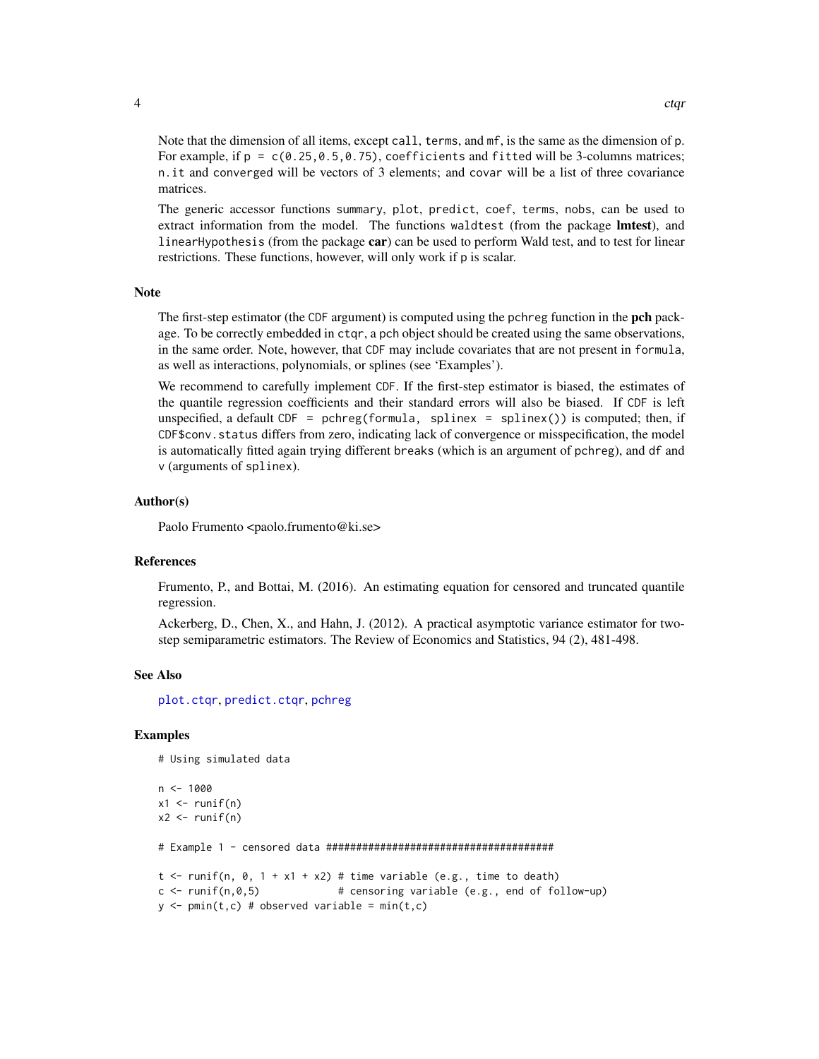Note that the dimension of all items, except `call`, `terms`, and `mf`, is the same as the dimension of `p`. For example, if `p = c(0.25,0.5,0.75)`, `coefficients` and `fitted` will be 3-columns matrices; `n.it` and `converged` will be vectors of 3 elements; and `covar` will be a list of three covariance matrices.

The generic accessor functions `summary`, `plot`, `predict`, `coef`, `terms`, `nobs`, can be used to extract information from the model. The functions `waldtest` (from the package **lmtest**), and `linearHypothesis` (from the package **car**) can be used to perform Wald test, and to test for linear restrictions. These functions, however, will only work if `p` is scalar.

## Note

The first-step estimator (the `CDF` argument) is computed using the `pchreg` function in the **pch** package. To be correctly embedded in `ctqr`, a `pch` object should be created using the same observations, in the same order. Note, however, that `CDF` may include covariates that are not present in `formula`, as well as interactions, polynomials, or splines (see 'Examples').

We recommend to carefully implement `CDF`. If the first-step estimator is biased, the estimates of the quantile regression coefficients and their standard errors will also be biased. If `CDF` is left unspecified, a default `CDF = pchreg(formula, splinex = splinex())` is computed; then, if `CDF$conv.status` differs from zero, indicating lack of convergence or misspecification, the model is automatically fitted again trying different `breaks` (which is an argument of `pchreg`), and `df` and `v` (arguments of `splinex`).

## Author(s)

Paolo Frumento <paolo.frumento@ki.se>

## References

Frumento, P., and Bottai, M. (2016). An estimating equation for censored and truncated quantile regression.

Ackerberg, D., Chen, X., and Hahn, J. (2012). A practical asymptotic variance estimator for two-step semiparametric estimators. The Review of Economics and Statistics, 94 (2), 481-498.

## See Also

`plot.ctqr`, `predict.ctqr`, `pchreg`

## Examples

```
# Using simulated data

n <- 1000
x1 <- runif(n)
x2 <- runif(n)

# Example 1 - censored data #######################################

t <- runif(n, 0, 1 + x1 + x2) # time variable (e.g., time to death)
c <- runif(n,0,5)             # censoring variable (e.g., end of follow-up)
y <- pmin(t,c) # observed variable = min(t,c)
```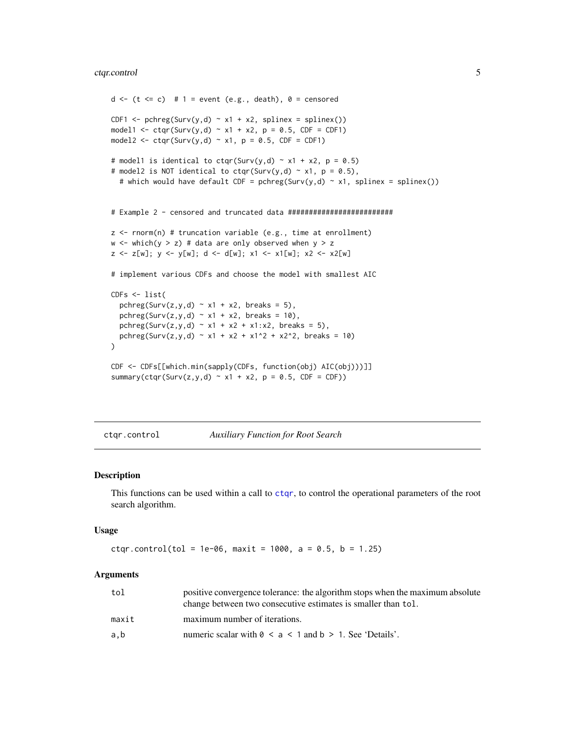```
d <- (t <= c)  # 1 = event (e.g., death), 0 = censored

CDF1 <- pchreg(Surv(y,d) ~ x1 + x2, splinex = splinex())
model1 <- ctqr(Surv(y,d) ~ x1 + x2, p = 0.5, CDF = CDF1)
model2 <- ctqr(Surv(y,d) ~ x1, p = 0.5, CDF = CDF1)

# model1 is identical to ctqr(Surv(y,d) ~ x1 + x2, p = 0.5)
# model2 is NOT identical to ctqr(Surv(y,d) ~ x1, p = 0.5),
  # which would have default CDF = pchreg(Surv(y,d) ~ x1, splinex = splinex())


# Example 2 - censored and truncated data #########################

z <- rnorm(n) # truncation variable (e.g., time at enrollment)
w <- which(y > z) # data are only observed when y > z
z <- z[w]; y <- y[w]; d <- d[w]; x1 <- x1[w]; x2 <- x2[w]

# implement various CDFs and choose the model with smallest AIC

CDFs <- list(
  pchreg(Surv(z,y,d) ~ x1 + x2, breaks = 5),
  pchreg(Surv(z,y,d) ~ x1 + x2, breaks = 10),
  pchreg(Surv(z,y,d) ~ x1 + x2 + x1:x2, breaks = 5),
  pchreg(Surv(z,y,d) ~ x1 + x2 + x1^2 + x2^2, breaks = 10)
)

CDF <- CDFs[[which.min(sapply(CDFs, function(obj) AIC(obj)))]]
summary(ctqr(Surv(z,y,d) ~ x1 + x2, p = 0.5, CDF = CDF))
```

## ctqr.control — *Auxiliary Function for Root Search*

### Description

This functions can be used within a call to ctqr, to control the operational parameters of the root search algorithm.

### Usage

```
ctqr.control(tol = 1e-06, maxit = 1000, a = 0.5, b = 1.25)
```

### Arguments

| | |
|---|---|
| tol | positive convergence tolerance: the algorithm stops when the maximum absolute change between two consecutive estimates is smaller than `tol`. |
| maxit | maximum number of iterations. |
| a,b | numeric scalar with `0 < a < 1` and `b > 1`. See 'Details'. |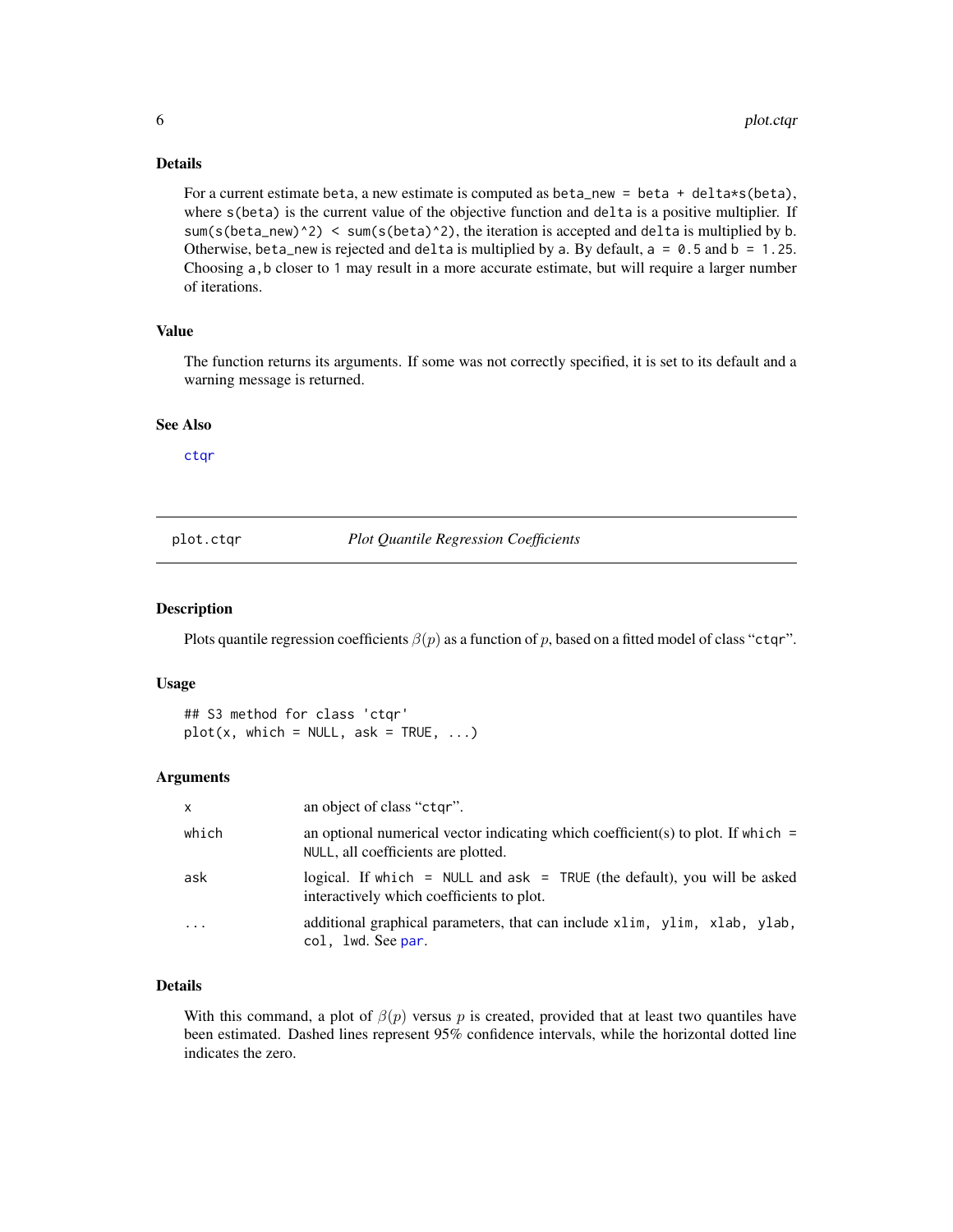### Details

For a current estimate beta, a new estimate is computed as `beta_new = beta + delta*s(beta)`, where `s(beta)` is the current value of the objective function and `delta` is a positive multiplier. If `sum(s(beta_new)^2) < sum(s(beta)^2)`, the iteration is accepted and `delta` is multiplied by `b`. Otherwise, `beta_new` is rejected and `delta` is multiplied by `a`. By default, `a = 0.5` and `b = 1.25`. Choosing `a,b` closer to `1` may result in a more accurate estimate, but will require a larger number of iterations.

### Value

The function returns its arguments. If some was not correctly specified, it is set to its default and a warning message is returned.

### See Also

ctqr

---

## plot.ctqr — *Plot Quantile Regression Coefficients*

### Description

Plots quantile regression coefficients $\beta(p)$ as a function of $p$, based on a fitted model of class "ctqr".

### Usage

```
## S3 method for class 'ctqr'
plot(x, which = NULL, ask = TRUE, ...)
```

### Arguments

| | |
|---|---|
| x | an object of class "ctqr". |
| which | an optional numerical vector indicating which coefficient(s) to plot. If `which = NULL`, all coefficients are plotted. |
| ask | logical. If `which = NULL` and `ask = TRUE` (the default), you will be asked interactively which coefficients to plot. |
| ... | additional graphical parameters, that can include `xlim, ylim, xlab, ylab, col, lwd`. See par. |

### Details

With this command, a plot of $\beta(p)$ versus $p$ is created, provided that at least two quantiles have been estimated. Dashed lines represent 95% confidence intervals, while the horizontal dotted line indicates the zero.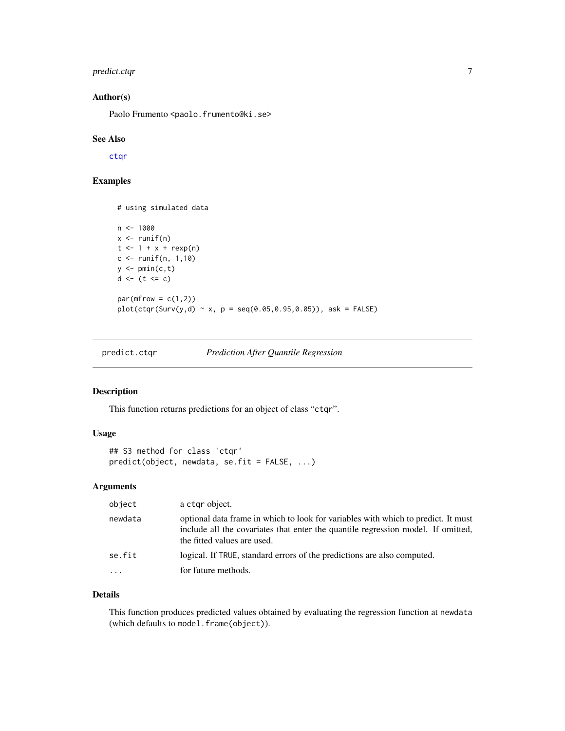### Author(s)

Paolo Frumento <paolo.frumento@ki.se>

### See Also

ctqr

### Examples

```
# using simulated data

n <- 1000
x <- runif(n)
t <- 1 + x + rexp(n)
c <- runif(n, 1,10)
y <- pmin(c,t)
d <- (t <= c)

par(mfrow = c(1,2))
plot(ctqr(Surv(y,d) ~ x, p = seq(0.05,0.95,0.05)), ask = FALSE)
```

---

## predict.ctqr    *Prediction After Quantile Regression*

### Description

This function returns predictions for an object of class "ctqr".

### Usage

```
## S3 method for class 'ctqr'
predict(object, newdata, se.fit = FALSE, ...)
```

### Arguments

| | |
|---|---|
| object | a ctqr object. |
| newdata | optional data frame in which to look for variables with which to predict. It must include all the covariates that enter the quantile regression model. If omitted, the fitted values are used. |
| se.fit | logical. If TRUE, standard errors of the predictions are also computed. |
| ... | for future methods. |

### Details

This function produces predicted values obtained by evaluating the regression function at newdata (which defaults to model.frame(object)).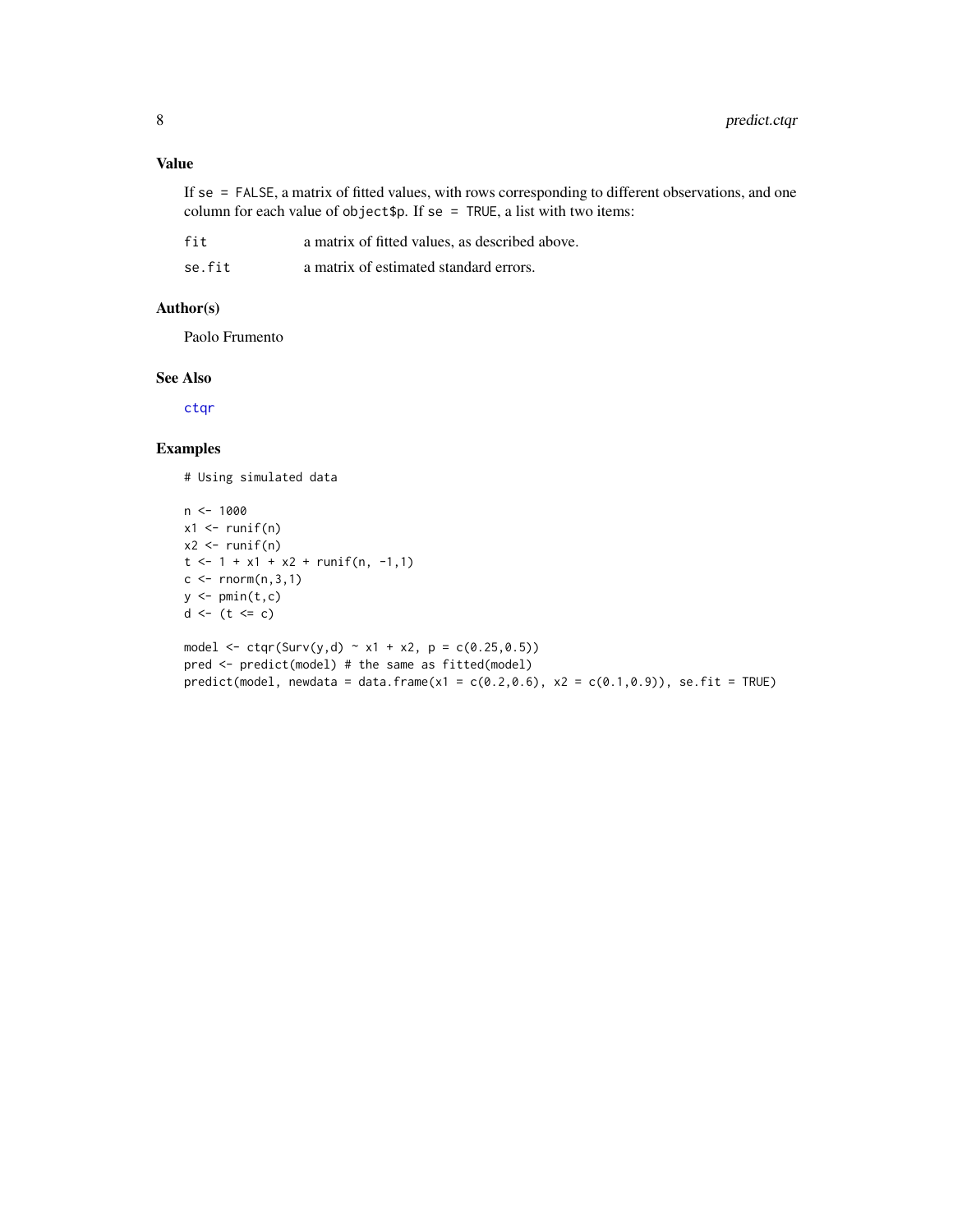## Value

If `se = FALSE`, a matrix of fitted values, with rows corresponding to different observations, and one column for each value of `object$p`. If `se = TRUE`, a list with two items:

| | |
|---|---|
| `fit` | a matrix of fitted values, as described above. |
| `se.fit` | a matrix of estimated standard errors. |

## Author(s)

Paolo Frumento

## See Also

ctqr

## Examples

```
# Using simulated data

n <- 1000
x1 <- runif(n)
x2 <- runif(n)
t <- 1 + x1 + x2 + runif(n, -1,1)
c <- rnorm(n,3,1)
y <- pmin(t,c)
d <- (t <= c)

model <- ctqr(Surv(y,d) ~ x1 + x2, p = c(0.25,0.5))
pred <- predict(model) # the same as fitted(model)
predict(model, newdata = data.frame(x1 = c(0.2,0.6), x2 = c(0.1,0.9)), se.fit = TRUE)
```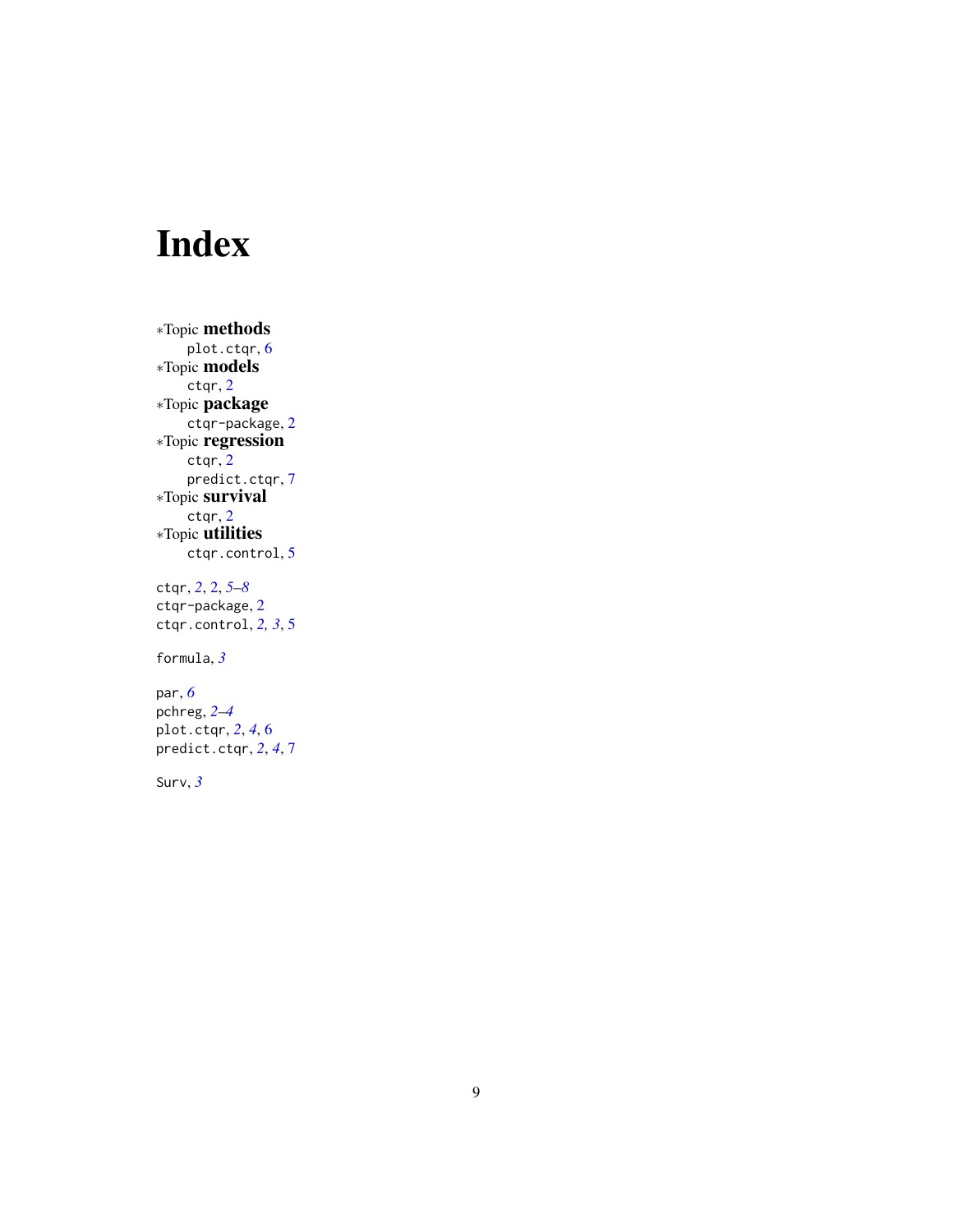# Index

*Topic **methods**
    plot.ctqr, 6
*Topic **models**
    ctqr, 2
*Topic **package**
    ctqr-package, 2
*Topic **regression**
    ctqr, 2
    predict.ctqr, 7
*Topic **survival**
    ctqr, 2
*Topic **utilities**
    ctqr.control, 5

ctqr, *2*, 2, *5–8*
ctqr-package, 2
ctqr.control, *2, 3*, 5

formula, *3*

par, *6*
pchreg, *2–4*
plot.ctqr, *2*, *4*, 6
predict.ctqr, *2*, *4*, 7

Surv, *3*